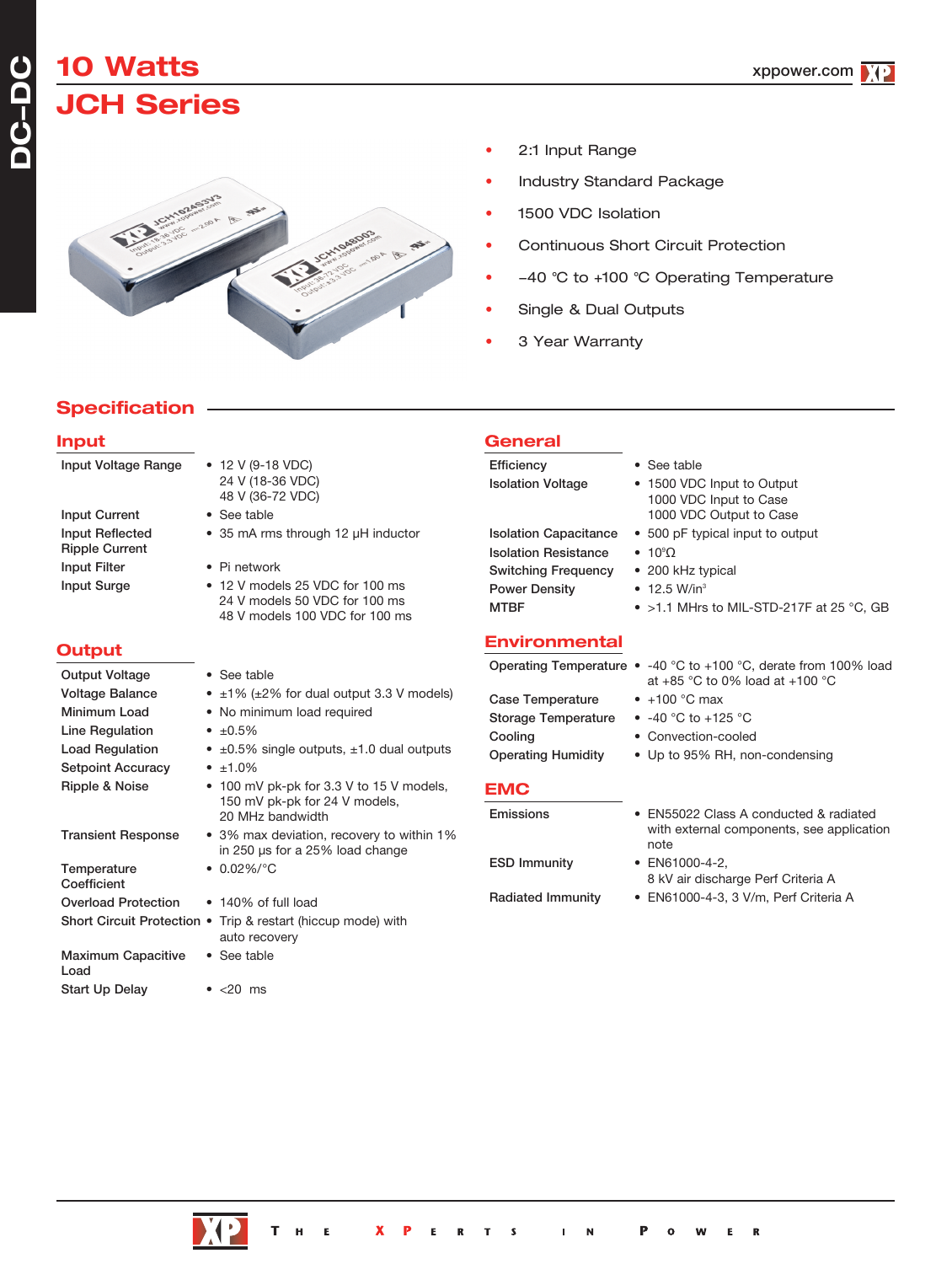# 10 Watts

# JCH Series

- 2:1 Input Range
- Industry Standard Package
- 1500 VDC Isolation
- Continuous Short Circuit Protection
- −40 °C to +100 °C Operating Temperature
- Single & Dual Outputs
- 3 Year Warranty

## Specification

### Input

| | |
|---|---|
| Input Voltage Range | • 12 V (9-18 VDC)<br>24 V (18-36 VDC)<br>48 V (36-72 VDC) |
| Input Current | • See table |
| Input Reflected Ripple Current | • 35 mA rms through 12 µH inductor |
| Input Filter | • Pi network |
| Input Surge | • 12 V models 25 VDC for 100 ms<br>24 V models 50 VDC for 100 ms<br>48 V models 100 VDC for 100 ms |

### Output

| | |
|---|---|
| Output Voltage | • See table |
| Voltage Balance | • ±1% (±2% for dual output 3.3 V models) |
| Minimum Load | • No minimum load required |
| Line Regulation | • ±0.5% |
| Load Regulation | • ±0.5% single outputs, ±1.0 dual outputs |
| Setpoint Accuracy | • ±1.0% |
| Ripple & Noise | • 100 mV pk-pk for 3.3 V to 15 V models, 150 mV pk-pk for 24 V models, 20 MHz bandwidth |
| Transient Response | • 3% max deviation, recovery to within 1% in 250 µs for a 25% load change |
| Temperature Coefficient | • 0.02%/°C |
| Overload Protection | • 140% of full load |
| Short Circuit Protection | • Trip & restart (hiccup mode) with auto recovery |
| Maximum Capacitive Load | • See table |
| Start Up Delay | • <20 ms |

### General

| | |
|---|---|
| Efficiency | • See table |
| Isolation Voltage | • 1500 VDC Input to Output<br>1000 VDC Input to Case<br>1000 VDC Output to Case |
| Isolation Capacitance | • 500 pF typical input to output |
| Isolation Resistance | • $10^9\Omega$ |
| Switching Frequency | • 200 kHz typical |
| Power Density | • 12.5 W/in³ |
| MTBF | • >1.1 MHrs to MIL-STD-217F at 25 °C, GB |

### Environmental

| | |
|---|---|
| Operating Temperature | • -40 °C to +100 °C, derate from 100% load at +85 °C to 0% load at +100 °C |
| Case Temperature | • +100 °C max |
| Storage Temperature | • -40 °C to +125 °C |
| Cooling | • Convection-cooled |
| Operating Humidity | • Up to 95% RH, non-condensing |

### EMC

| | |
|---|---|
| Emissions | • EN55022 Class A conducted & radiated with external components, see application note |
| ESD Immunity | • EN61000-4-2, 8 kV air discharge Perf Criteria A |
| Radiated Immunity | • EN61000-4-3, 3 V/m, Perf Criteria A |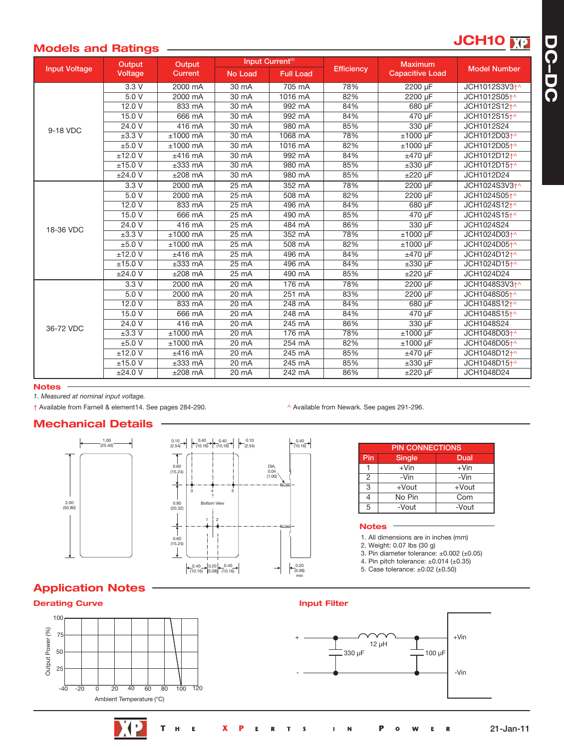# JCH10

## Models and Ratings

| Input Voltage | Output Voltage | Output Current | Input Current[1] | | Efficiency | Maximum Capacitive Load | Model Number |
|---|---|---|---|---|---|---|---|
| | | | No Load | Full Load | | | |
| 9-18 VDC | 3.3 V | 2000 mA | 30 mA | 705 mA | 78% | 2200 µF | JCH1012S3V3†^ |
| | 5.0 V | 2000 mA | 30 mA | 1016 mA | 82% | 2200 µF | JCH1012S05†^ |
| | 12.0 V | 833 mA | 30 mA | 992 mA | 84% | 680 µF | JCH1012S12†^ |
| | 15.0 V | 666 mA | 30 mA | 992 mA | 84% | 470 µF | JCH1012S15†^ |
| | 24.0 V | 416 mA | 30 mA | 980 mA | 85% | 330 µF | JCH1012S24 |
| | ±3.3 V | ±1000 mA | 30 mA | 1068 mA | 78% | ±1000 µF | JCH1012D03†^ |
| | ±5.0 V | ±1000 mA | 30 mA | 1016 mA | 82% | ±1000 µF | JCH1012D05†^ |
| | ±12.0 V | ±416 mA | 30 mA | 992 mA | 84% | ±470 µF | JCH1012D12†^ |
| | ±15.0 V | ±333 mA | 30 mA | 980 mA | 85% | ±330 µF | JCH1012D15†^ |
| | ±24.0 V | ±208 mA | 30 mA | 980 mA | 85% | ±220 µF | JCH1012D24 |
| 18-36 VDC | 3.3 V | 2000 mA | 25 mA | 352 mA | 78% | 2200 µF | JCH1024S3V3†^ |
| | 5.0 V | 2000 mA | 25 mA | 508 mA | 82% | 2200 µF | JCH1024S05†^ |
| | 12.0 V | 833 mA | 25 mA | 496 mA | 84% | 680 µF | JCH1024S12†^ |
| | 15.0 V | 666 mA | 25 mA | 490 mA | 85% | 470 µF | JCH1024S15†^ |
| | 24.0 V | 416 mA | 25 mA | 484 mA | 86% | 330 µF | JCH1024S24 |
| | ±3.3 V | ±1000 mA | 25 mA | 352 mA | 78% | ±1000 µF | JCH1024D03†^ |
| | ±5.0 V | ±1000 mA | 25 mA | 508 mA | 82% | ±1000 µF | JCH1024D05†^ |
| | ±12.0 V | ±416 mA | 25 mA | 496 mA | 84% | ±470 µF | JCH1024D12†^ |
| | ±15.0 V | ±333 mA | 25 mA | 496 mA | 84% | ±330 µF | JCH1024D15†^ |
| | ±24.0 V | ±208 mA | 25 mA | 490 mA | 85% | ±220 µF | JCH1024D24 |
| 36-72 VDC | 3.3 V | 2000 mA | 20 mA | 176 mA | 78% | 2200 µF | JCH1048S3V3†^ |
| | 5.0 V | 2000 mA | 20 mA | 251 mA | 83% | 2200 µF | JCH1048S05†^ |
| | 12.0 V | 833 mA | 20 mA | 248 mA | 84% | 680 µF | JCH1048S12†^ |
| | 15.0 V | 666 mA | 20 mA | 248 mA | 84% | 470 µF | JCH1048S15†^ |
| | 24.0 V | 416 mA | 20 mA | 245 mA | 86% | 330 µF | JCH1048S24 |
| | ±3.3 V | ±1000 mA | 20 mA | 176 mA | 78% | ±1000 µF | JCH1048D03†^ |
| | ±5.0 V | ±1000 mA | 20 mA | 254 mA | 82% | ±1000 µF | JCH1048D05†^ |
| | ±12.0 V | ±416 mA | 20 mA | 245 mA | 85% | ±470 µF | JCH1048D12†^ |
| | ±15.0 V | ±333 mA | 20 mA | 245 mA | 85% | ±330 µF | JCH1048D15†^ |
| | ±24.0 V | ±208 mA | 20 mA | 242 mA | 86% | ±220 µF | JCH1048D24 |

### Notes

*1. Measured at nominal input voltage.*

† Available from Farnell & element14. See pages 284-290.

^ Available from Newark. See pages 291-296.

## Mechanical Details

1.00 (25.40)
2.00 (50.80)
0.10 (2.54) 0.40 (10.16) 0.40 (10.16) 0.10 (2.54)
0.60 (15.24)
0.80 (20.32)
0.60 (15.24)
DIA. 0.04 (1.00)
Bottom View
3 4 5
1 2
0.40 (10.16) 0.20 (5.08) 0.40 (10.16)
0.40 (10.16)
0.20 (5.08) min

| PIN CONNECTIONS | | |
|---|---|---|
| Pin | Single | Dual |
| 1 | +Vin | +Vin |
| 2 | -Vin | -Vin |
| 3 | +Vout | +Vout |
| 4 | No Pin | Com |
| 5 | -Vout | -Vout |

### Notes

1. All dimensions are in inches (mm)
2. Weight: 0.07 lbs (30 g)
3. Pin diameter tolerance: ±0.002 (±0.05)
4. Pin pitch tolerance: ±0.014 (±0.35)
5. Case tolerance: ±0.02 (±0.50)

## Application Notes

### Derating Curve

Output Power (%)
100
75
50
25
-40 -20 0 20 40 60 80 100 120
Ambient Temperature (°C)

### Input Filter

+
-
12 µH
330 µF
100 µF
+Vin
-Vin